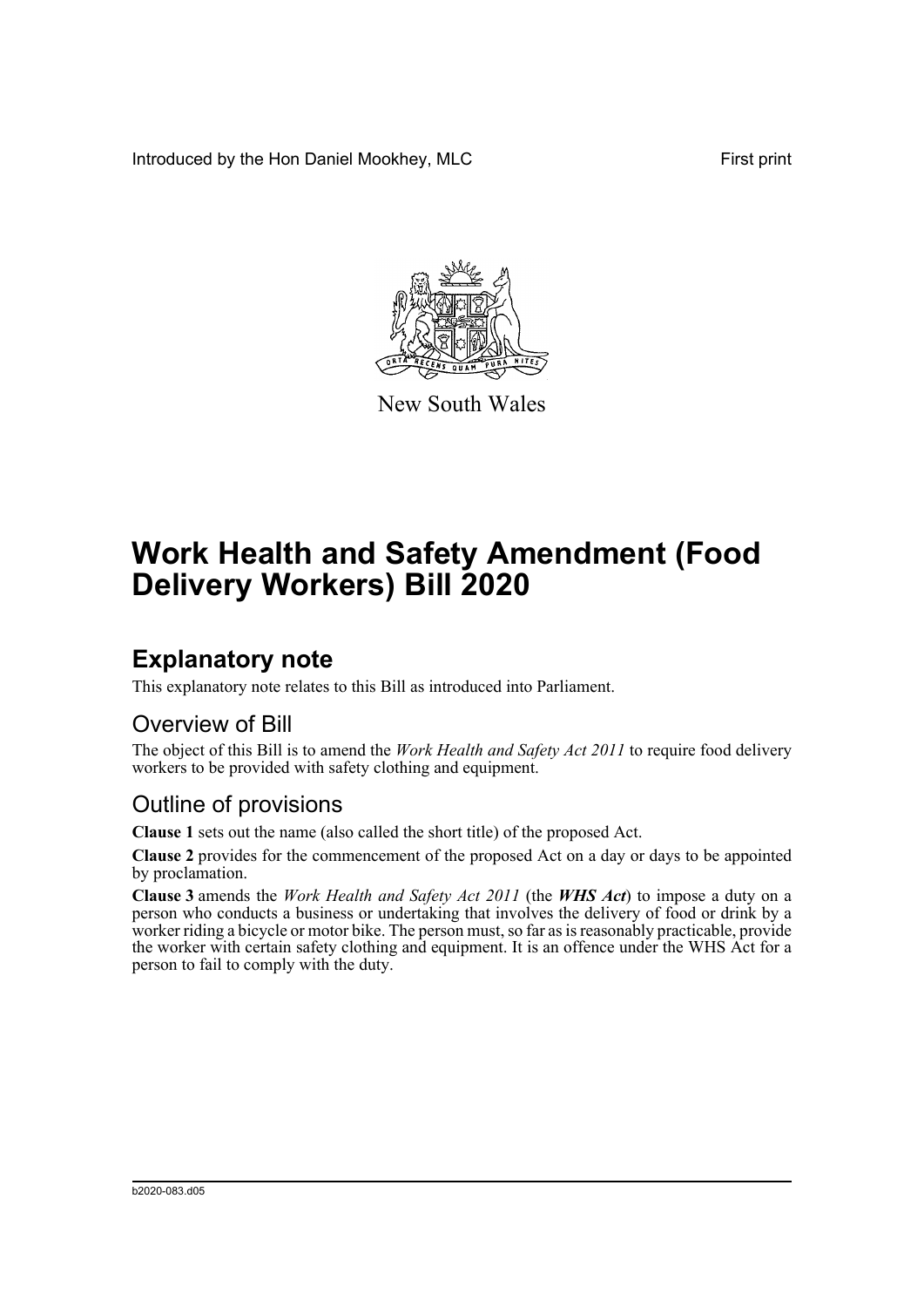Introduced by the Hon Daniel Mookhey, MLC First print

New South Wales

# Work Health and Safety Amendment (Food Delivery Workers) Bill 2020

## Explanatory note

This explanatory note relates to this Bill as introduced into Parliament.

### Overview of Bill

The object of this Bill is to amend the *Work Health and Safety Act 2011* to require food delivery workers to be provided with safety clothing and equipment.

### Outline of provisions

**Clause 1** sets out the name (also called the short title) of the proposed Act.

**Clause 2** provides for the commencement of the proposed Act on a day or days to be appointed by proclamation.

**Clause 3** amends the *Work Health and Safety Act 2011* (the ***WHS Act***) to impose a duty on a person who conducts a business or undertaking that involves the delivery of food or drink by a worker riding a bicycle or motor bike. The person must, so far as is reasonably practicable, provide the worker with certain safety clothing and equipment. It is an offence under the WHS Act for a person to fail to comply with the duty.

b2020-083.d05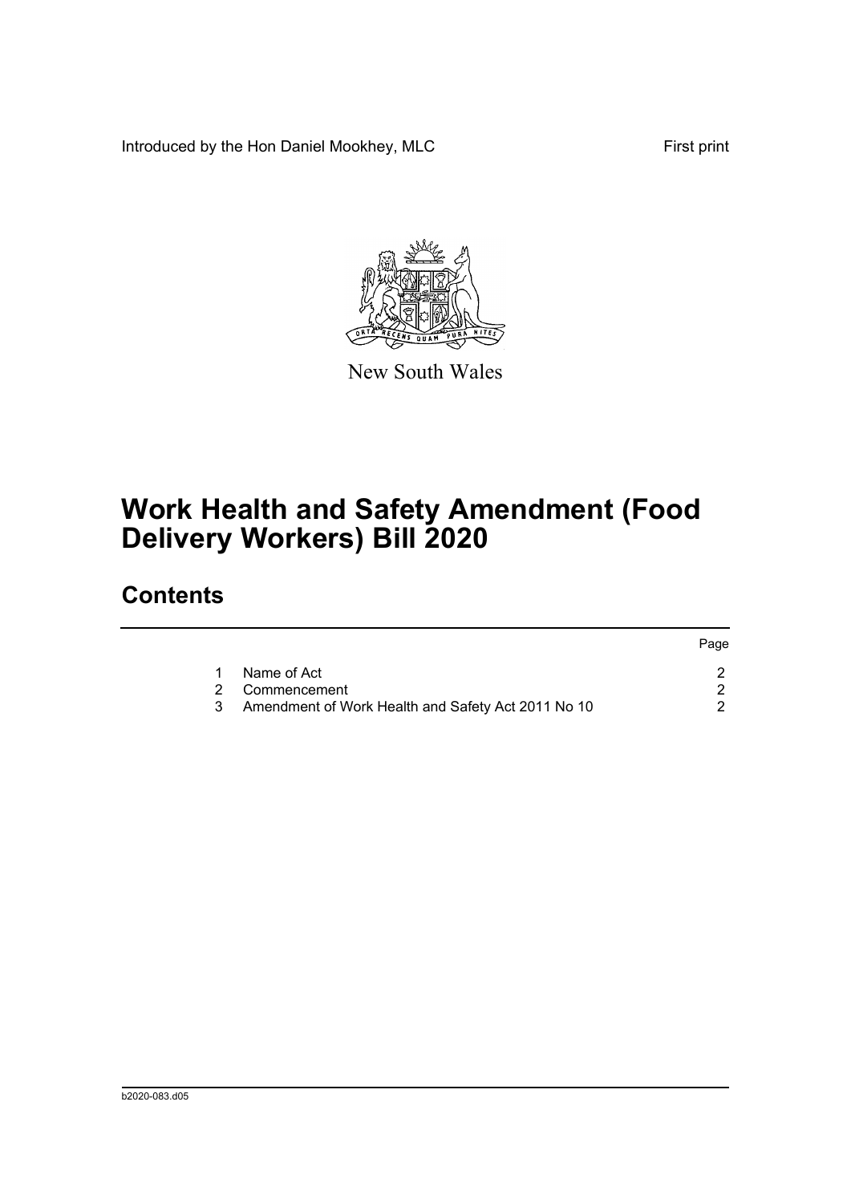Introduced by the Hon Daniel Mookhey, MLC

First print

New South Wales

# Work Health and Safety Amendment (Food Delivery Workers) Bill 2020

## Contents

| | | Page |
|---|---|---|
| 1 | Name of Act | 2 |
| 2 | Commencement | 2 |
| 3 | Amendment of Work Health and Safety Act 2011 No 10 | 2 |

b2020-083.d05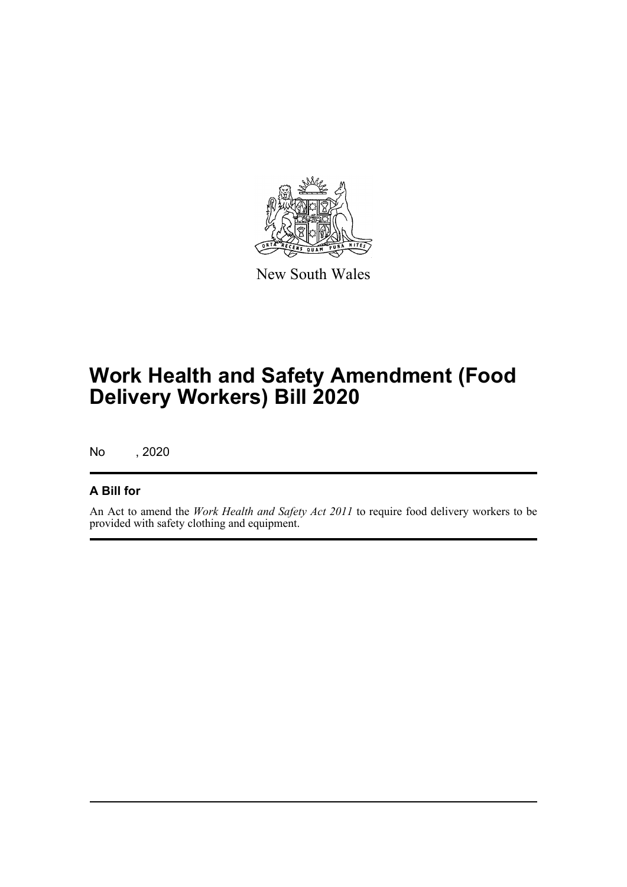New South Wales

# Work Health and Safety Amendment (Food Delivery Workers) Bill 2020

No , 2020

## A Bill for

An Act to amend the *Work Health and Safety Act 2011* to require food delivery workers to be provided with safety clothing and equipment.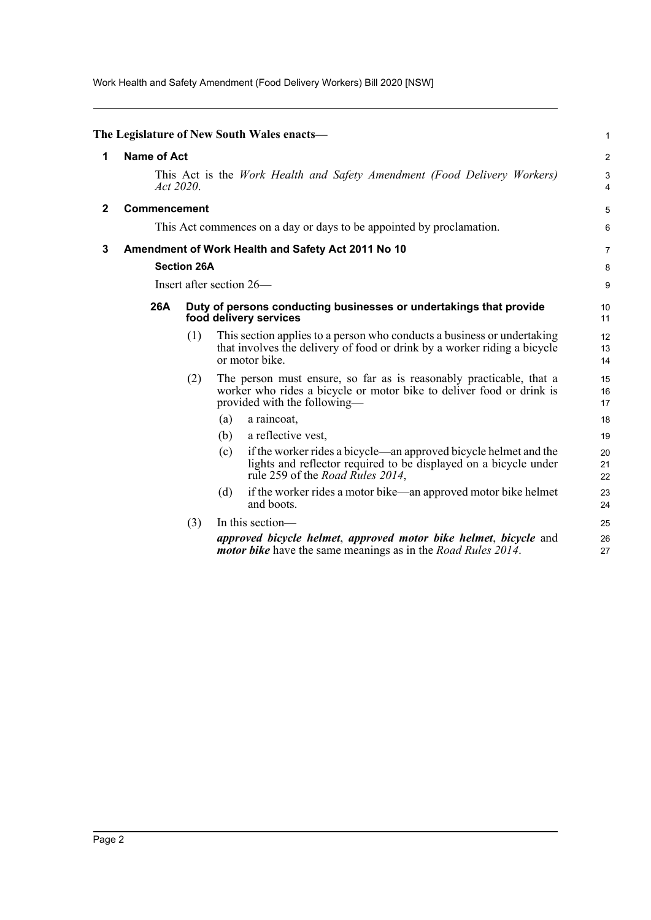The Legislature of New South Wales enacts—

## 1 Name of Act

This Act is the *Work Health and Safety Amendment (Food Delivery Workers) Act 2020*.

## 2 Commencement

This Act commences on a day or days to be appointed by proclamation.

## 3 Amendment of Work Health and Safety Act 2011 No 10

### Section 26A

Insert after section 26—

#### 26A Duty of persons conducting businesses or undertakings that provide food delivery services

(1) This section applies to a person who conducts a business or undertaking that involves the delivery of food or drink by a worker riding a bicycle or motor bike.

(2) The person must ensure, so far as is reasonably practicable, that a worker who rides a bicycle or motor bike to deliver food or drink is provided with the following—

(a) a raincoat,

(b) a reflective vest,

(c) if the worker rides a bicycle—an approved bicycle helmet and the lights and reflector required to be displayed on a bicycle under rule 259 of the *Road Rules 2014*,

(d) if the worker rides a motor bike—an approved motor bike helmet and boots.

(3) In this section—

***approved bicycle helmet***, ***approved motor bike helmet***, ***bicycle*** and ***motor bike*** have the same meanings as in the *Road Rules 2014*.